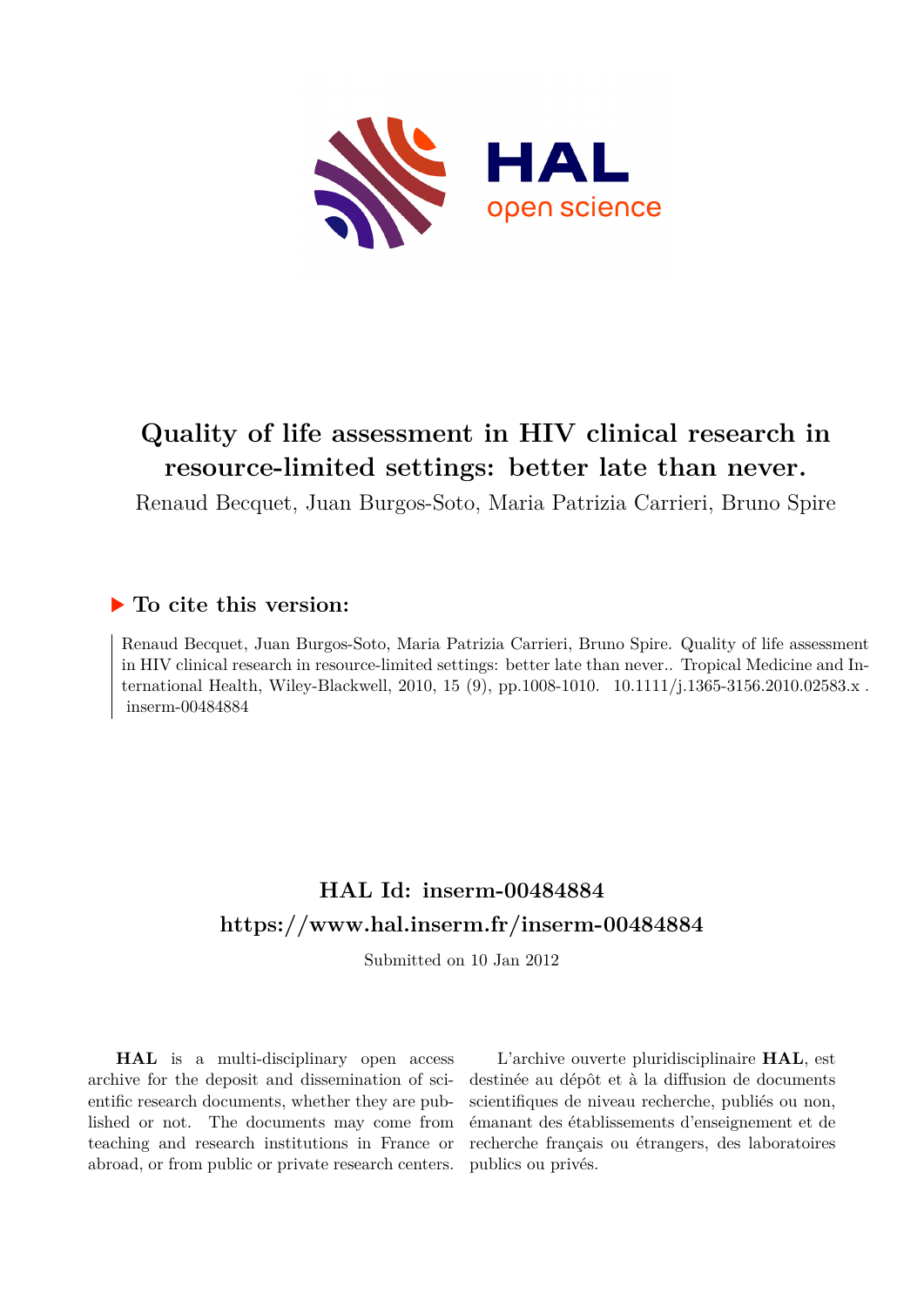# Quality of life assessment in HIV clinical research in resource-limited settings: better late than never.

Renaud Becquet, Juan Burgos-Soto, Maria Patrizia Carrieri, Bruno Spire

## ▶ To cite this version:

Renaud Becquet, Juan Burgos-Soto, Maria Patrizia Carrieri, Bruno Spire. Quality of life assessment in HIV clinical research in resource-limited settings: better late than never.. Tropical Medicine and International Health, Wiley-Blackwell, 2010, 15 (9), pp.1008-1010. 10.1111/j.1365-3156.2010.02583.x . inserm-00484884

## HAL Id: inserm-00484884
## https://www.hal.inserm.fr/inserm-00484884

Submitted on 10 Jan 2012

**HAL** is a multi-disciplinary open access archive for the deposit and dissemination of scientific research documents, whether they are published or not. The documents may come from teaching and research institutions in France or abroad, or from public or private research centers.

L'archive ouverte pluridisciplinaire **HAL**, est destinée au dépôt et à la diffusion de documents scientifiques de niveau recherche, publiés ou non, émanant des établissements d'enseignement et de recherche français ou étrangers, des laboratoires publics ou privés.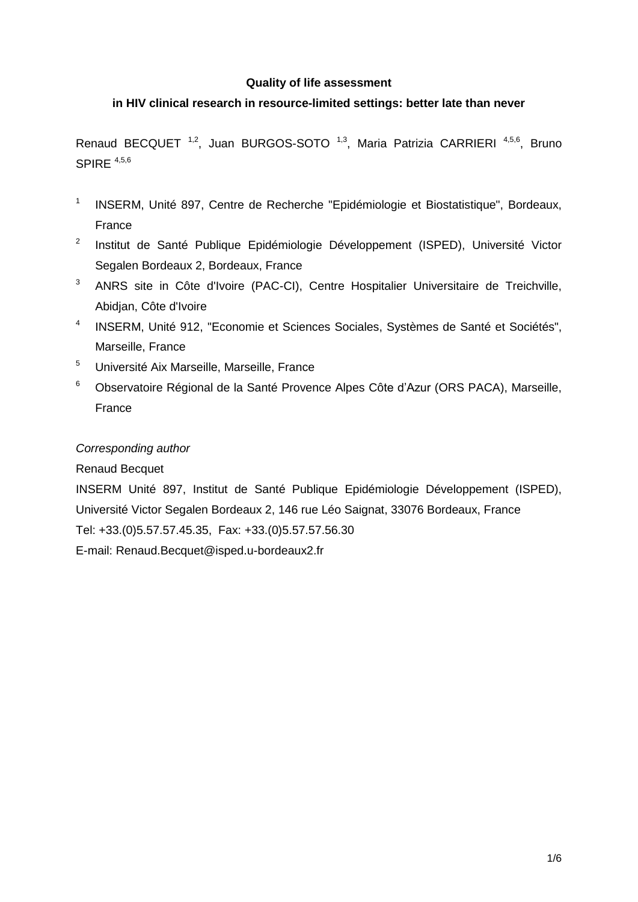**Quality of life assessment**

**in HIV clinical research in resource-limited settings: better late than never**

Renaud BECQUET [1,2], Juan BURGOS-SOTO [1,3], Maria Patrizia CARRIERI [4,5,6], Bruno SPIRE [4,5,6]

1. INSERM, Unité 897, Centre de Recherche "Epidémiologie et Biostatistique", Bordeaux, France
2. Institut de Santé Publique Epidémiologie Développement (ISPED), Université Victor Segalen Bordeaux 2, Bordeaux, France
3. ANRS site in Côte d'Ivoire (PAC-CI), Centre Hospitalier Universitaire de Treichville, Abidjan, Côte d'Ivoire
4. INSERM, Unité 912, "Economie et Sciences Sociales, Systèmes de Santé et Sociétés", Marseille, France
5. Université Aix Marseille, Marseille, France
6. Observatoire Régional de la Santé Provence Alpes Côte d'Azur (ORS PACA), Marseille, France

*Corresponding author*

Renaud Becquet

INSERM Unité 897, Institut de Santé Publique Epidémiologie Développement (ISPED), Université Victor Segalen Bordeaux 2, 146 rue Léo Saignat, 33076 Bordeaux, France

Tel: +33.(0)5.57.57.45.35, Fax: +33.(0)5.57.57.56.30

E-mail: Renaud.Becquet@isped.u-bordeaux2.fr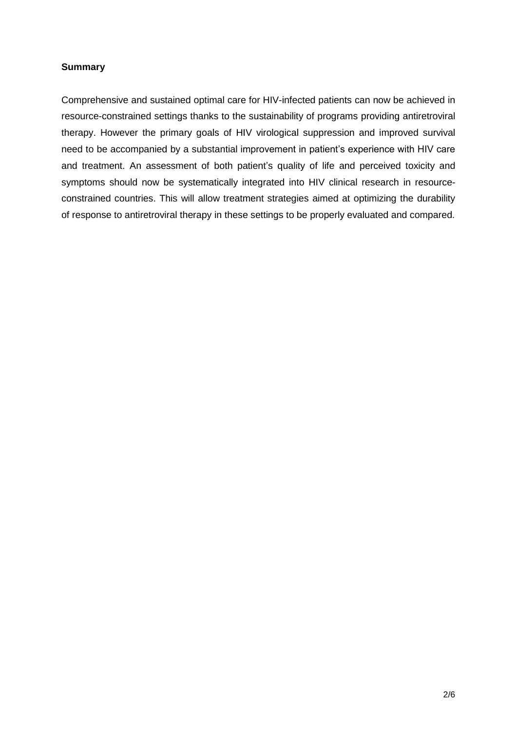**Summary**

Comprehensive and sustained optimal care for HIV-infected patients can now be achieved in resource-constrained settings thanks to the sustainability of programs providing antiretroviral therapy. However the primary goals of HIV virological suppression and improved survival need to be accompanied by a substantial improvement in patient's experience with HIV care and treatment. An assessment of both patient's quality of life and perceived toxicity and symptoms should now be systematically integrated into HIV clinical research in resource-constrained countries. This will allow treatment strategies aimed at optimizing the durability of response to antiretroviral therapy in these settings to be properly evaluated and compared.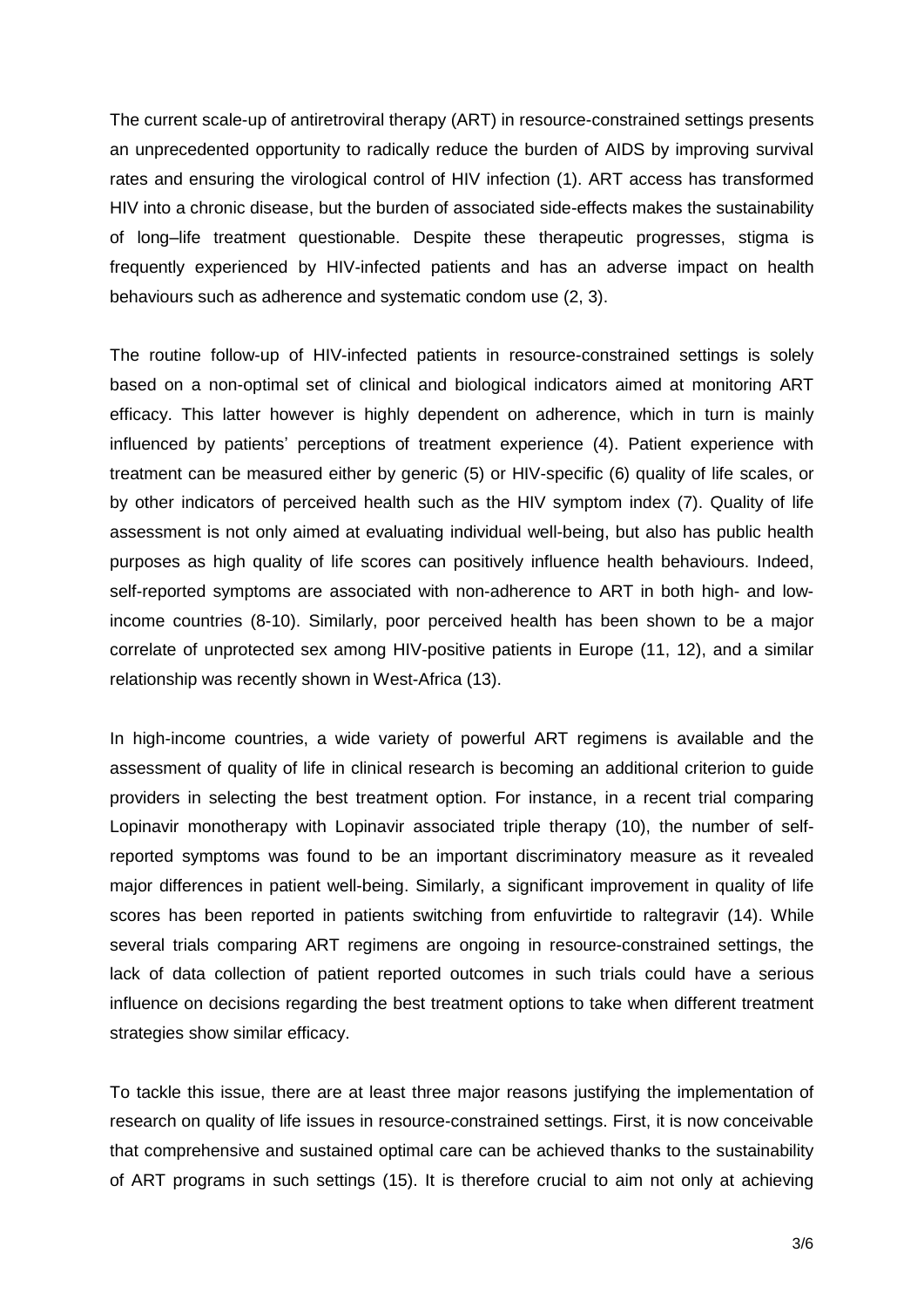The current scale-up of antiretroviral therapy (ART) in resource-constrained settings presents an unprecedented opportunity to radically reduce the burden of AIDS by improving survival rates and ensuring the virological control of HIV infection (1). ART access has transformed HIV into a chronic disease, but the burden of associated side-effects makes the sustainability of long–life treatment questionable. Despite these therapeutic progresses, stigma is frequently experienced by HIV-infected patients and has an adverse impact on health behaviours such as adherence and systematic condom use (2, 3).

The routine follow-up of HIV-infected patients in resource-constrained settings is solely based on a non-optimal set of clinical and biological indicators aimed at monitoring ART efficacy. This latter however is highly dependent on adherence, which in turn is mainly influenced by patients' perceptions of treatment experience (4). Patient experience with treatment can be measured either by generic (5) or HIV-specific (6) quality of life scales, or by other indicators of perceived health such as the HIV symptom index (7). Quality of life assessment is not only aimed at evaluating individual well-being, but also has public health purposes as high quality of life scores can positively influence health behaviours. Indeed, self-reported symptoms are associated with non-adherence to ART in both high- and low-income countries (8-10). Similarly, poor perceived health has been shown to be a major correlate of unprotected sex among HIV-positive patients in Europe (11, 12), and a similar relationship was recently shown in West-Africa (13).

In high-income countries, a wide variety of powerful ART regimens is available and the assessment of quality of life in clinical research is becoming an additional criterion to guide providers in selecting the best treatment option. For instance, in a recent trial comparing Lopinavir monotherapy with Lopinavir associated triple therapy (10), the number of self-reported symptoms was found to be an important discriminatory measure as it revealed major differences in patient well-being. Similarly, a significant improvement in quality of life scores has been reported in patients switching from enfuvirtide to raltegravir (14). While several trials comparing ART regimens are ongoing in resource-constrained settings, the lack of data collection of patient reported outcomes in such trials could have a serious influence on decisions regarding the best treatment options to take when different treatment strategies show similar efficacy.

To tackle this issue, there are at least three major reasons justifying the implementation of research on quality of life issues in resource-constrained settings. First, it is now conceivable that comprehensive and sustained optimal care can be achieved thanks to the sustainability of ART programs in such settings (15). It is therefore crucial to aim not only at achieving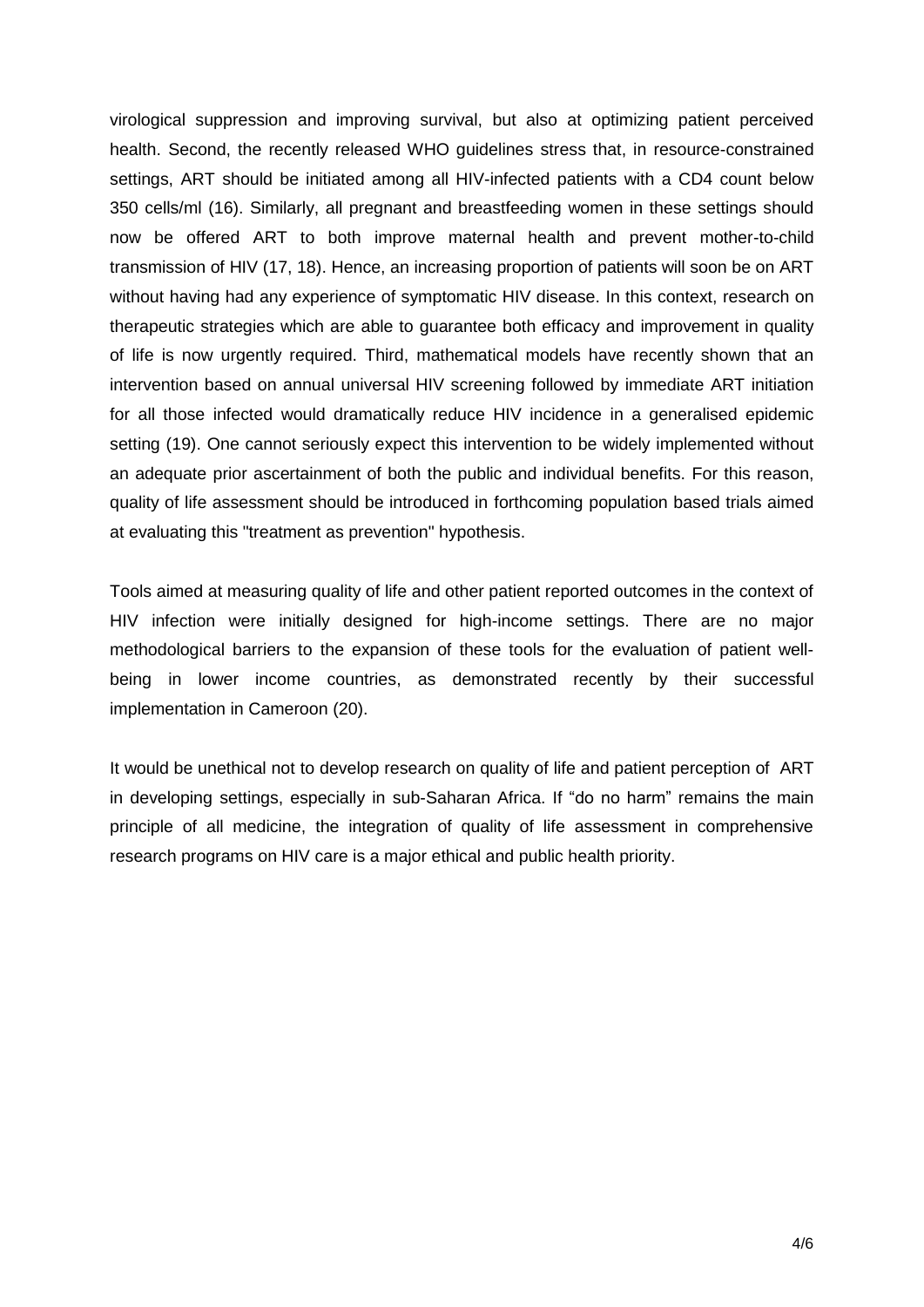virological suppression and improving survival, but also at optimizing patient perceived health. Second, the recently released WHO guidelines stress that, in resource-constrained settings, ART should be initiated among all HIV-infected patients with a CD4 count below 350 cells/ml (16). Similarly, all pregnant and breastfeeding women in these settings should now be offered ART to both improve maternal health and prevent mother-to-child transmission of HIV (17, 18). Hence, an increasing proportion of patients will soon be on ART without having had any experience of symptomatic HIV disease. In this context, research on therapeutic strategies which are able to guarantee both efficacy and improvement in quality of life is now urgently required. Third, mathematical models have recently shown that an intervention based on annual universal HIV screening followed by immediate ART initiation for all those infected would dramatically reduce HIV incidence in a generalised epidemic setting (19). One cannot seriously expect this intervention to be widely implemented without an adequate prior ascertainment of both the public and individual benefits. For this reason, quality of life assessment should be introduced in forthcoming population based trials aimed at evaluating this "treatment as prevention" hypothesis.

Tools aimed at measuring quality of life and other patient reported outcomes in the context of HIV infection were initially designed for high-income settings. There are no major methodological barriers to the expansion of these tools for the evaluation of patient well-being in lower income countries, as demonstrated recently by their successful implementation in Cameroon (20).

It would be unethical not to develop research on quality of life and patient perception of ART in developing settings, especially in sub-Saharan Africa. If "do no harm" remains the main principle of all medicine, the integration of quality of life assessment in comprehensive research programs on HIV care is a major ethical and public health priority.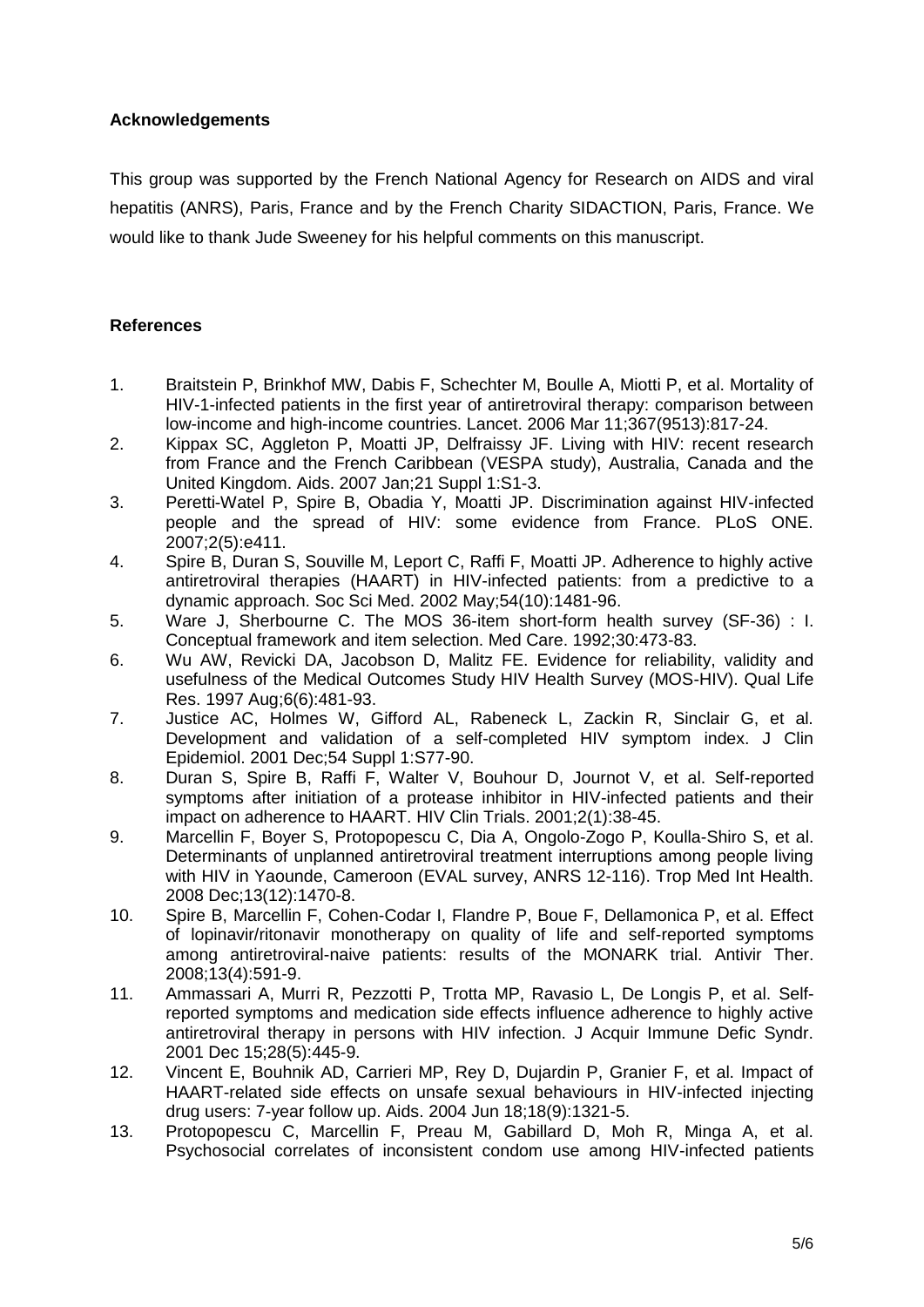**Acknowledgements**

This group was supported by the French National Agency for Research on AIDS and viral hepatitis (ANRS), Paris, France and by the French Charity SIDACTION, Paris, France. We would like to thank Jude Sweeney for his helpful comments on this manuscript.

**References**

1. Braitstein P, Brinkhof MW, Dabis F, Schechter M, Boulle A, Miotti P, et al. Mortality of HIV-1-infected patients in the first year of antiretroviral therapy: comparison between low-income and high-income countries. Lancet. 2006 Mar 11;367(9513):817-24.
2. Kippax SC, Aggleton P, Moatti JP, Delfraissy JF. Living with HIV: recent research from France and the French Caribbean (VESPA study), Australia, Canada and the United Kingdom. Aids. 2007 Jan;21 Suppl 1:S1-3.
3. Peretti-Watel P, Spire B, Obadia Y, Moatti JP. Discrimination against HIV-infected people and the spread of HIV: some evidence from France. PLoS ONE. 2007;2(5):e411.
4. Spire B, Duran S, Souville M, Leport C, Raffi F, Moatti JP. Adherence to highly active antiretroviral therapies (HAART) in HIV-infected patients: from a predictive to a dynamic approach. Soc Sci Med. 2002 May;54(10):1481-96.
5. Ware J, Sherbourne C. The MOS 36-item short-form health survey (SF-36) : I. Conceptual framework and item selection. Med Care. 1992;30:473-83.
6. Wu AW, Revicki DA, Jacobson D, Malitz FE. Evidence for reliability, validity and usefulness of the Medical Outcomes Study HIV Health Survey (MOS-HIV). Qual Life Res. 1997 Aug;6(6):481-93.
7. Justice AC, Holmes W, Gifford AL, Rabeneck L, Zackin R, Sinclair G, et al. Development and validation of a self-completed HIV symptom index. J Clin Epidemiol. 2001 Dec;54 Suppl 1:S77-90.
8. Duran S, Spire B, Raffi F, Walter V, Bouhour D, Journot V, et al. Self-reported symptoms after initiation of a protease inhibitor in HIV-infected patients and their impact on adherence to HAART. HIV Clin Trials. 2001;2(1):38-45.
9. Marcellin F, Boyer S, Protopopescu C, Dia A, Ongolo-Zogo P, Koulla-Shiro S, et al. Determinants of unplanned antiretroviral treatment interruptions among people living with HIV in Yaounde, Cameroon (EVAL survey, ANRS 12-116). Trop Med Int Health. 2008 Dec;13(12):1470-8.
10. Spire B, Marcellin F, Cohen-Codar I, Flandre P, Boue F, Dellamonica P, et al. Effect of lopinavir/ritonavir monotherapy on quality of life and self-reported symptoms among antiretroviral-naive patients: results of the MONARK trial. Antivir Ther. 2008;13(4):591-9.
11. Ammassari A, Murri R, Pezzotti P, Trotta MP, Ravasio L, De Longis P, et al. Self-reported symptoms and medication side effects influence adherence to highly active antiretroviral therapy in persons with HIV infection. J Acquir Immune Defic Syndr. 2001 Dec 15;28(5):445-9.
12. Vincent E, Bouhnik AD, Carrieri MP, Rey D, Dujardin P, Granier F, et al. Impact of HAART-related side effects on unsafe sexual behaviours in HIV-infected injecting drug users: 7-year follow up. Aids. 2004 Jun 18;18(9):1321-5.
13. Protopopescu C, Marcellin F, Preau M, Gabillard D, Moh R, Minga A, et al. Psychosocial correlates of inconsistent condom use among HIV-infected patients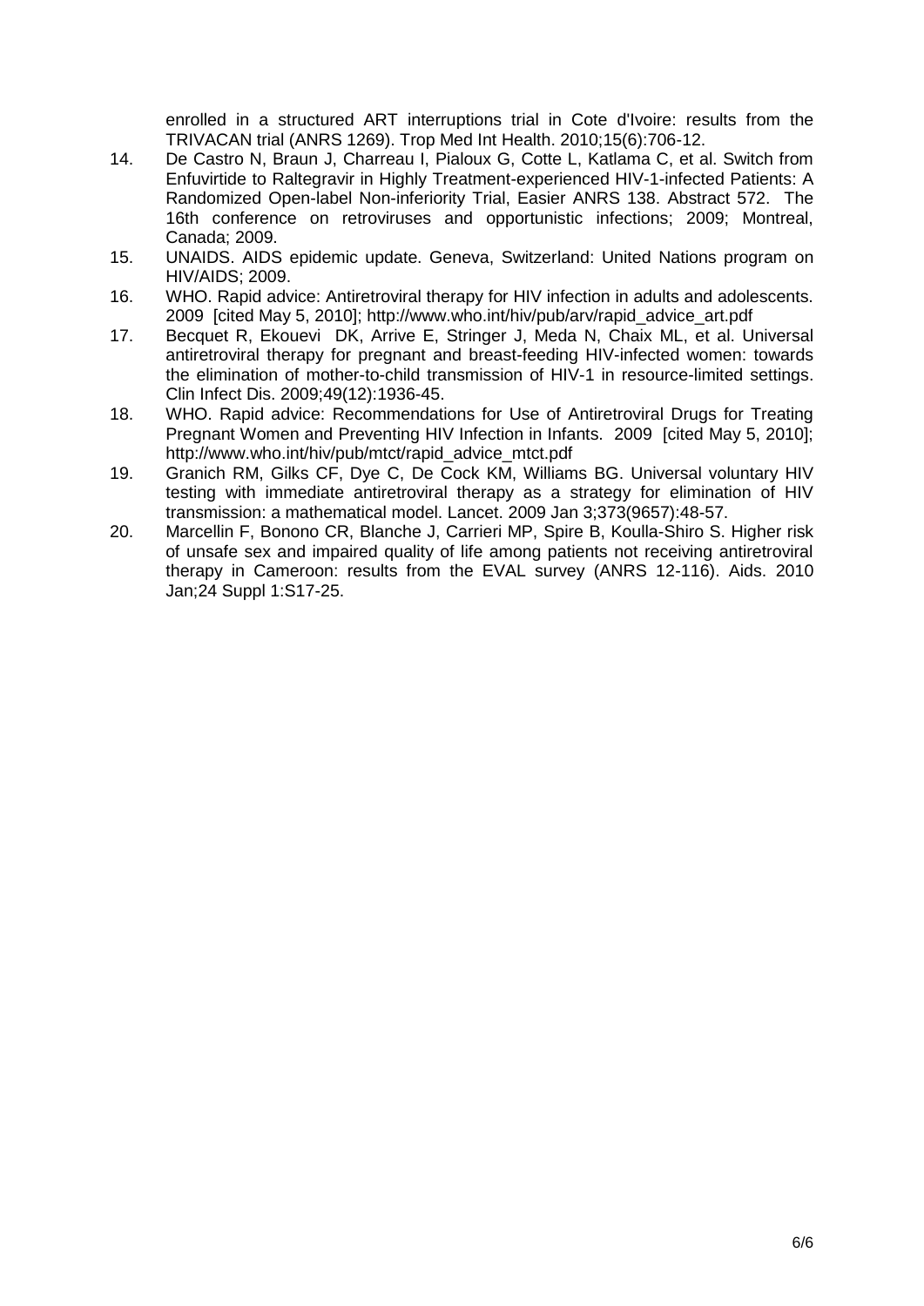enrolled in a structured ART interruptions trial in Cote d'Ivoire: results from the TRIVACAN trial (ANRS 1269). Trop Med Int Health. 2010;15(6):706-12.

14. De Castro N, Braun J, Charreau I, Pialoux G, Cotte L, Katlama C, et al. Switch from Enfuvirtide to Raltegravir in Highly Treatment-experienced HIV-1-infected Patients: A Randomized Open-label Non-inferiority Trial, Easier ANRS 138. Abstract 572. The 16th conference on retroviruses and opportunistic infections; 2009; Montreal, Canada; 2009.
15. UNAIDS. AIDS epidemic update. Geneva, Switzerland: United Nations program on HIV/AIDS; 2009.
16. WHO. Rapid advice: Antiretroviral therapy for HIV infection in adults and adolescents. 2009 [cited May 5, 2010]; http://www.who.int/hiv/pub/arv/rapid_advice_art.pdf
17. Becquet R, Ekouevi DK, Arrive E, Stringer J, Meda N, Chaix ML, et al. Universal antiretroviral therapy for pregnant and breast-feeding HIV-infected women: towards the elimination of mother-to-child transmission of HIV-1 in resource-limited settings. Clin Infect Dis. 2009;49(12):1936-45.
18. WHO. Rapid advice: Recommendations for Use of Antiretroviral Drugs for Treating Pregnant Women and Preventing HIV Infection in Infants. 2009 [cited May 5, 2010]; http://www.who.int/hiv/pub/mtct/rapid_advice_mtct.pdf
19. Granich RM, Gilks CF, Dye C, De Cock KM, Williams BG. Universal voluntary HIV testing with immediate antiretroviral therapy as a strategy for elimination of HIV transmission: a mathematical model. Lancet. 2009 Jan 3;373(9657):48-57.
20. Marcellin F, Bonono CR, Blanche J, Carrieri MP, Spire B, Koulla-Shiro S. Higher risk of unsafe sex and impaired quality of life among patients not receiving antiretroviral therapy in Cameroon: results from the EVAL survey (ANRS 12-116). Aids. 2010 Jan;24 Suppl 1:S17-25.